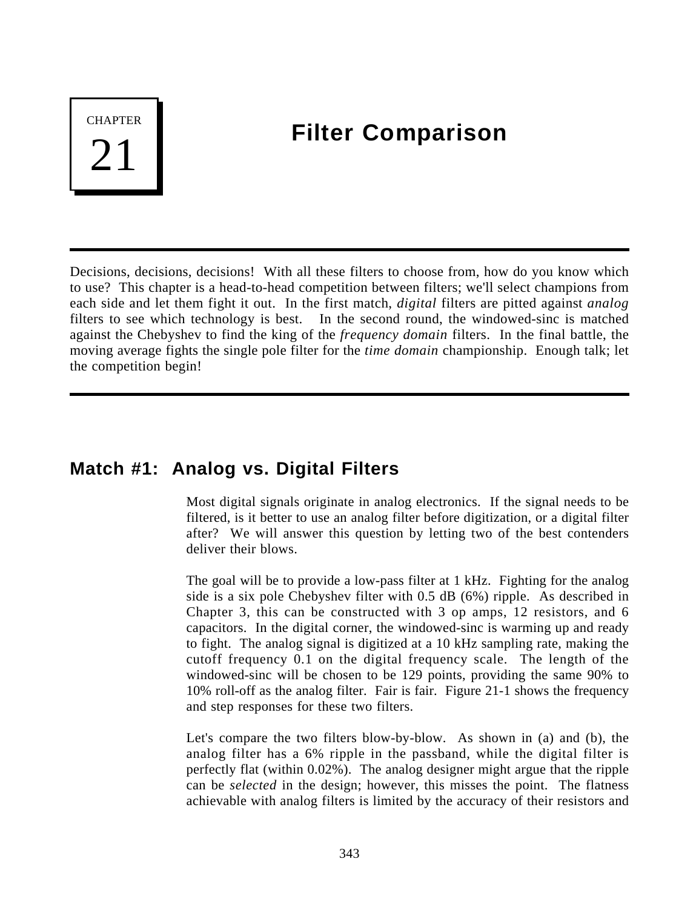# CHAPTER 21 Filter Comparison

Decisions, decisions, decisions! With all these filters to choose from, how do you know which to use? This chapter is a head-to-head competition between filters; we'll select champions from each side and let them fight it out. In the first match, *digital* filters are pitted against *analog* filters to see which technology is best. In the second round, the windowed-sinc is matched against the Chebyshev to find the king of the *frequency domain* filters. In the final battle, the moving average fights the single pole filter for the *time domain* championship. Enough talk; let the competition begin!

## Match #1: Analog vs. Digital Filters

Most digital signals originate in analog electronics. If the signal needs to be filtered, is it better to use an analog filter before digitization, or a digital filter after? We will answer this question by letting two of the best contenders deliver their blows.

The goal will be to provide a low-pass filter at 1 kHz. Fighting for the analog side is a six pole Chebyshev filter with 0.5 dB (6%) ripple. As described in Chapter 3, this can be constructed with 3 op amps, 12 resistors, and 6 capacitors. In the digital corner, the windowed-sinc is warming up and ready to fight. The analog signal is digitized at a 10 kHz sampling rate, making the cutoff frequency 0.1 on the digital frequency scale. The length of the windowed-sinc will be chosen to be 129 points, providing the same 90% to 10% roll-off as the analog filter. Fair is fair. Figure 21-1 shows the frequency and step responses for these two filters.

Let's compare the two filters blow-by-blow. As shown in (a) and (b), the analog filter has a 6% ripple in the passband, while the digital filter is perfectly flat (within 0.02%). The analog designer might argue that the ripple can be *selected* in the design; however, this misses the point. The flatness achievable with analog filters is limited by the accuracy of their resistors and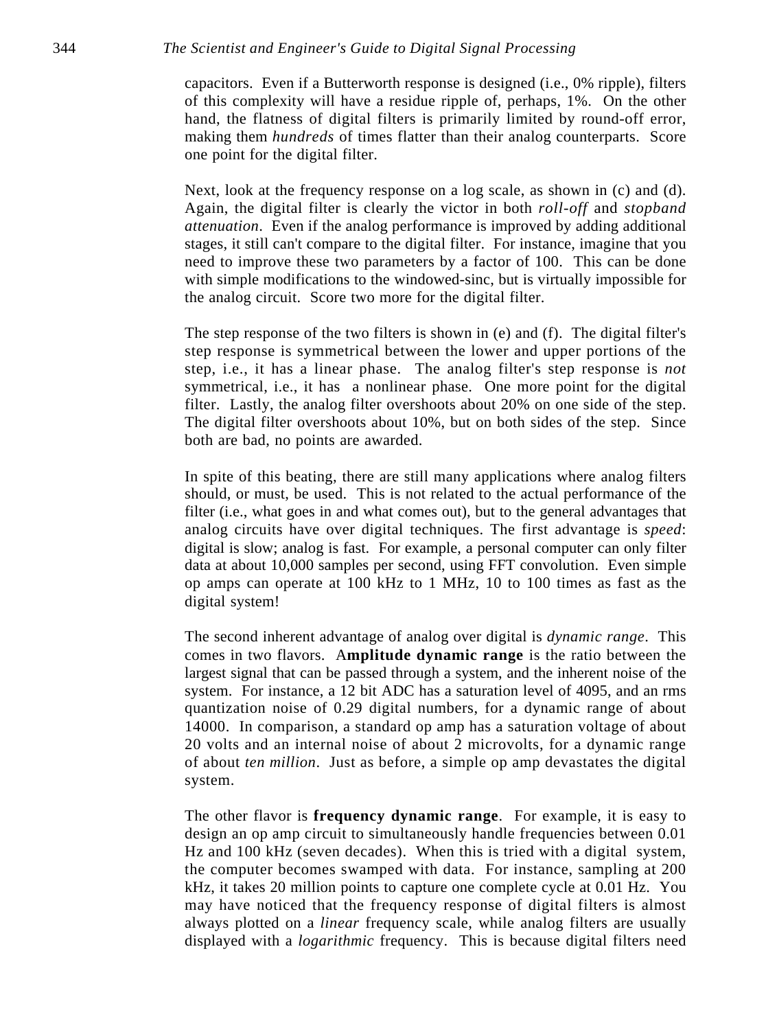capacitors. Even if a Butterworth response is designed (i.e., 0% ripple), filters of this complexity will have a residue ripple of, perhaps, 1%. On the other hand, the flatness of digital filters is primarily limited by round-off error, making them *hundreds* of times flatter than their analog counterparts. Score one point for the digital filter.

Next, look at the frequency response on a log scale, as shown in (c) and (d). Again, the digital filter is clearly the victor in both *roll-off* and *stopband attenuation*. Even if the analog performance is improved by adding additional stages, it still can't compare to the digital filter. For instance, imagine that you need to improve these two parameters by a factor of 100. This can be done with simple modifications to the windowed-sinc, but is virtually impossible for the analog circuit. Score two more for the digital filter.

The step response of the two filters is shown in (e) and (f). The digital filter's step response is symmetrical between the lower and upper portions of the step, i.e., it has a linear phase. The analog filter's step response is *not* symmetrical, i.e., it has a nonlinear phase. One more point for the digital filter. Lastly, the analog filter overshoots about 20% on one side of the step. The digital filter overshoots about 10%, but on both sides of the step. Since both are bad, no points are awarded.

In spite of this beating, there are still many applications where analog filters should, or must, be used. This is not related to the actual performance of the filter (i.e., what goes in and what comes out), but to the general advantages that analog circuits have over digital techniques. The first advantage is *speed*: digital is slow; analog is fast. For example, a personal computer can only filter data at about 10,000 samples per second, using FFT convolution. Even simple op amps can operate at 100 kHz to 1 MHz, 10 to 100 times as fast as the digital system!

The second inherent advantage of analog over digital is *dynamic range*. This comes in two flavors. A**mplitude dynamic range** is the ratio between the largest signal that can be passed through a system, and the inherent noise of the system. For instance, a 12 bit ADC has a saturation level of 4095, and an rms quantization noise of 0.29 digital numbers, for a dynamic range of about 14000. In comparison, a standard op amp has a saturation voltage of about 20 volts and an internal noise of about 2 microvolts, for a dynamic range of about *ten million*. Just as before, a simple op amp devastates the digital system.

The other flavor is **frequency dynamic range**. For example, it is easy to design an op amp circuit to simultaneously handle frequencies between 0.01 Hz and 100 kHz (seven decades). When this is tried with a digital system, the computer becomes swamped with data. For instance, sampling at 200 kHz, it takes 20 million points to capture one complete cycle at 0.01 Hz. You may have noticed that the frequency response of digital filters is almost always plotted on a *linear* frequency scale, while analog filters are usually displayed with a *logarithmic* frequency. This is because digital filters need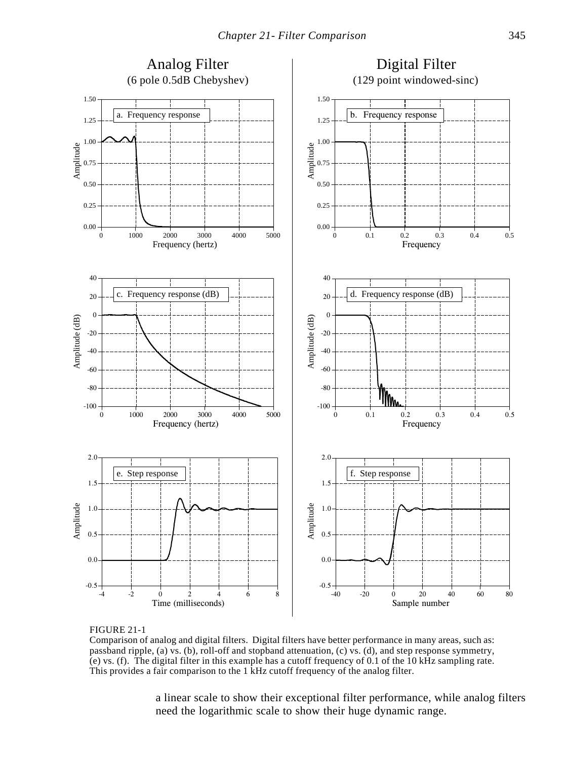FIGURE 21-1
Comparison of analog and digital filters. Digital filters have better performance in many areas, such as: passband ripple, (a) vs. (b), roll-off and stopband attenuation, (c) vs. (d), and step response symmetry, (e) vs. (f). The digital filter in this example has a cutoff frequency of 0.1 of the 10 kHz sampling rate. This provides a fair comparison to the 1 kHz cutoff frequency of the analog filter.

a linear scale to show their exceptional filter performance, while analog filters need the logarithmic scale to show their huge dynamic range.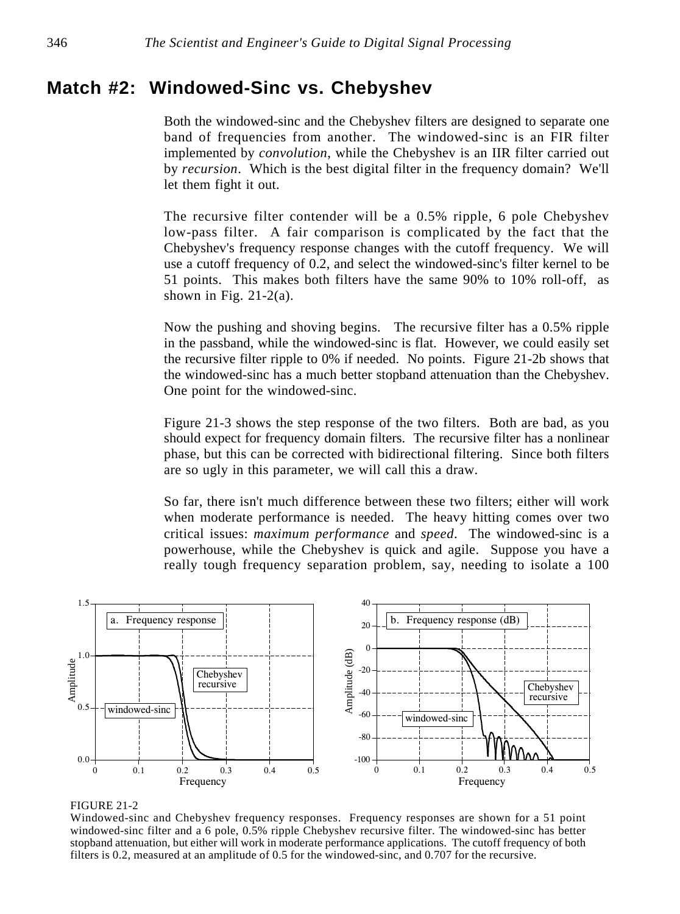## Match #2: Windowed-Sinc vs. Chebyshev

Both the windowed-sinc and the Chebyshev filters are designed to separate one band of frequencies from another. The windowed-sinc is an FIR filter implemented by *convolution*, while the Chebyshev is an IIR filter carried out by *recursion*. Which is the best digital filter in the frequency domain? We'll let them fight it out.

The recursive filter contender will be a 0.5% ripple, 6 pole Chebyshev low-pass filter. A fair comparison is complicated by the fact that the Chebyshev's frequency response changes with the cutoff frequency. We will use a cutoff frequency of 0.2, and select the windowed-sinc's filter kernel to be 51 points. This makes both filters have the same 90% to 10% roll-off, as shown in Fig. 21-2(a).

Now the pushing and shoving begins. The recursive filter has a 0.5% ripple in the passband, while the windowed-sinc is flat. However, we could easily set the recursive filter ripple to 0% if needed. No points. Figure 21-2b shows that the windowed-sinc has a much better stopband attenuation than the Chebyshev. One point for the windowed-sinc.

Figure 21-3 shows the step response of the two filters. Both are bad, as you should expect for frequency domain filters. The recursive filter has a nonlinear phase, but this can be corrected with bidirectional filtering. Since both filters are so ugly in this parameter, we will call this a draw.

So far, there isn't much difference between these two filters; either will work when moderate performance is needed. The heavy hitting comes over two critical issues: *maximum performance* and *speed*. The windowed-sinc is a powerhouse, while the Chebyshev is quick and agile. Suppose you have a really tough frequency separation problem, say, needing to isolate a 100

FIGURE 21-2
Windowed-sinc and Chebyshev frequency responses. Frequency responses are shown for a 51 point windowed-sinc filter and a 6 pole, 0.5% ripple Chebyshev recursive filter. The windowed-sinc has better stopband attenuation, but either will work in moderate performance applications. The cutoff frequency of both filters is 0.2, measured at an amplitude of 0.5 for the windowed-sinc, and 0.707 for the recursive.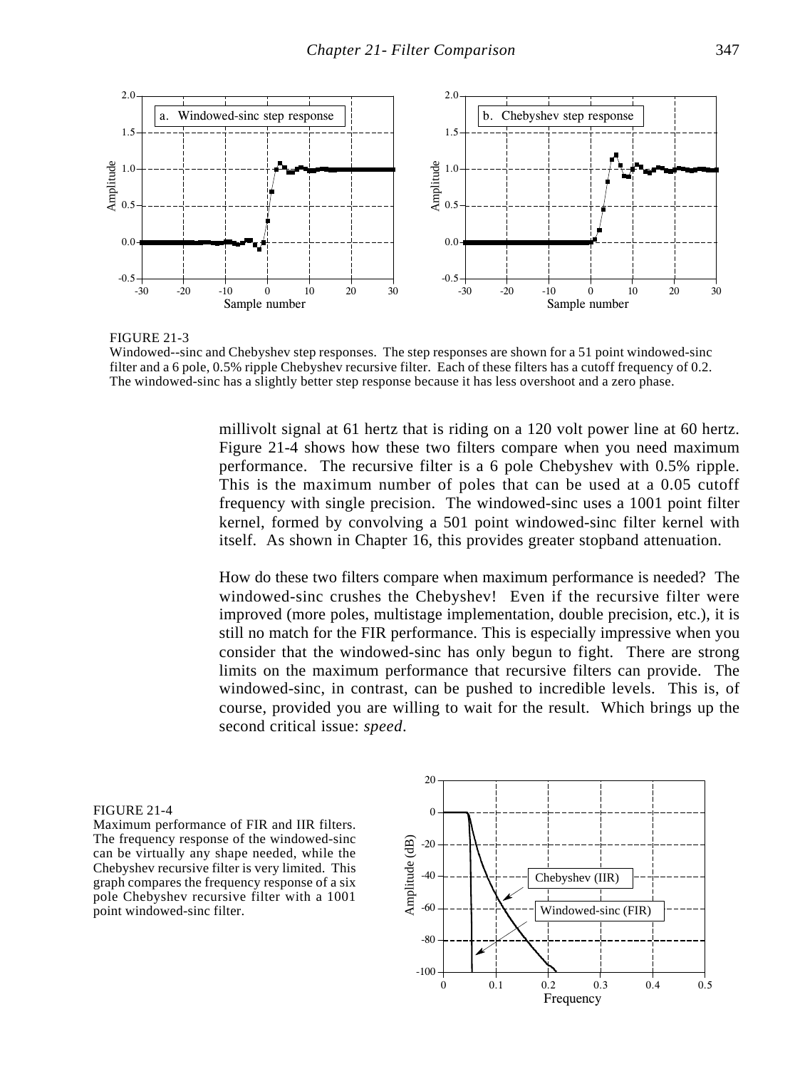FIGURE 21-3
Windowed--sinc and Chebyshev step responses. The step responses are shown for a 51 point windowed-sinc filter and a 6 pole, 0.5% ripple Chebyshev recursive filter. Each of these filters has a cutoff frequency of 0.2. The windowed-sinc has a slightly better step response because it has less overshoot and a zero phase.

millivolt signal at 61 hertz that is riding on a 120 volt power line at 60 hertz. Figure 21-4 shows how these two filters compare when you need maximum performance. The recursive filter is a 6 pole Chebyshev with 0.5% ripple. This is the maximum number of poles that can be used at a 0.05 cutoff frequency with single precision. The windowed-sinc uses a 1001 point filter kernel, formed by convolving a 501 point windowed-sinc filter kernel with itself. As shown in Chapter 16, this provides greater stopband attenuation.

How do these two filters compare when maximum performance is needed? The windowed-sinc crushes the Chebyshev! Even if the recursive filter were improved (more poles, multistage implementation, double precision, etc.), it is still no match for the FIR performance. This is especially impressive when you consider that the windowed-sinc has only begun to fight. There are strong limits on the maximum performance that recursive filters can provide. The windowed-sinc, in contrast, can be pushed to incredible levels. This is, of course, provided you are willing to wait for the result. Which brings up the second critical issue: *speed*.

FIGURE 21-4
Maximum performance of FIR and IIR filters. The frequency response of the windowed-sinc can be virtually any shape needed, while the Chebyshev recursive filter is very limited. This graph compares the frequency response of a six pole Chebyshev recursive filter with a 1001 point windowed-sinc filter.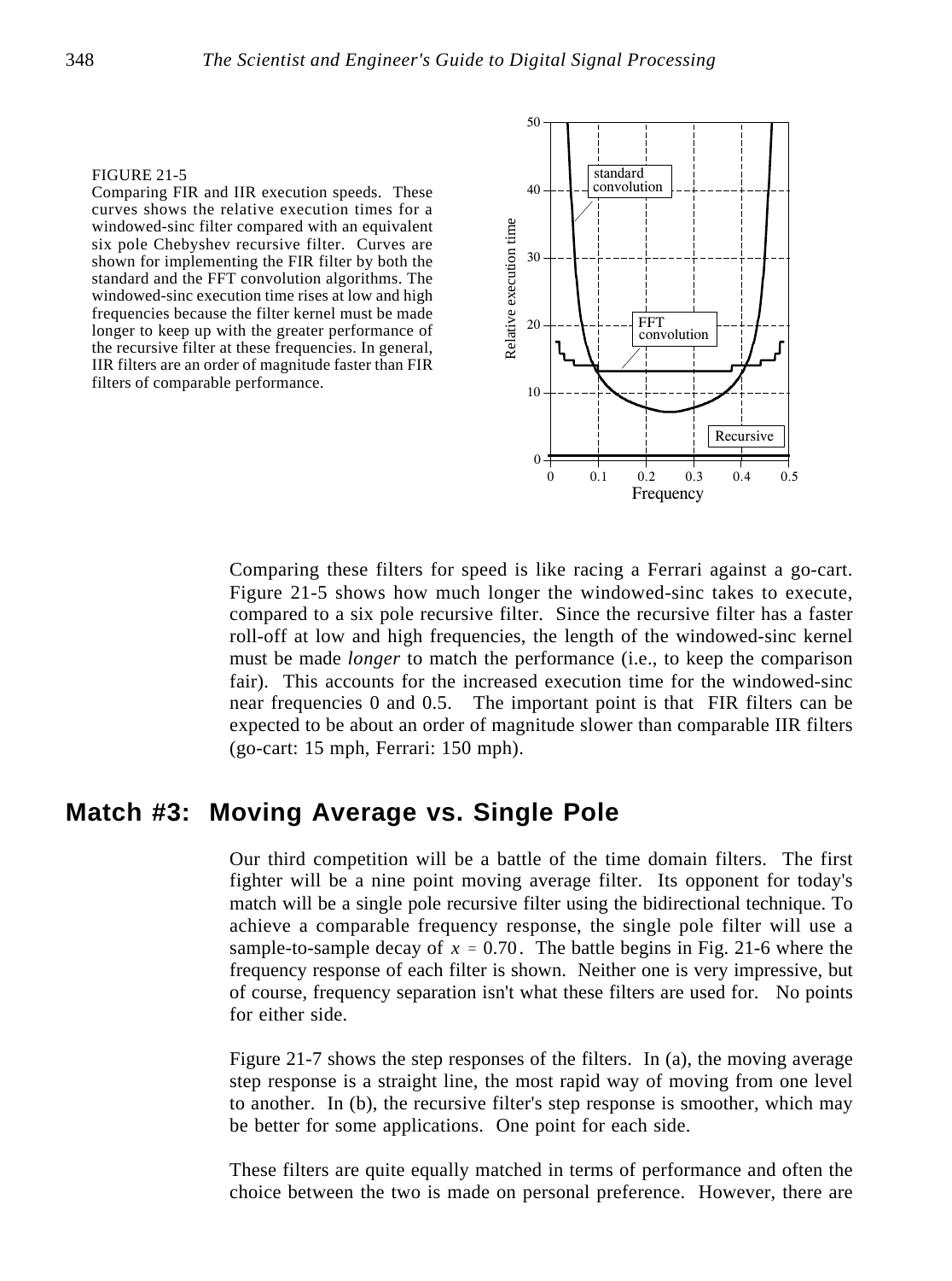FIGURE 21-5
Comparing FIR and IIR execution speeds. These curves shows the relative execution times for a windowed-sinc filter compared with an equivalent six pole Chebyshev recursive filter. Curves are shown for implementing the FIR filter by both the standard and the FFT convolution algorithms. The windowed-sinc execution time rises at low and high frequencies because the filter kernel must be made longer to keep up with the greater performance of the recursive filter at these frequencies. In general, IIR filters are an order of magnitude faster than FIR filters of comparable performance.

Relative execution time
50
40
30
20
10
0
standard convolution
FFT convolution
Recursive
0
0.1
0.2
0.3
0.4
0.5
Frequency

Comparing these filters for speed is like racing a Ferrari against a go-cart. Figure 21-5 shows how much longer the windowed-sinc takes to execute, compared to a six pole recursive filter. Since the recursive filter has a faster roll-off at low and high frequencies, the length of the windowed-sinc kernel must be made *longer* to match the performance (i.e., to keep the comparison fair). This accounts for the increased execution time for the windowed-sinc near frequencies 0 and 0.5. The important point is that FIR filters can be expected to be about an order of magnitude slower than comparable IIR filters (go-cart: 15 mph, Ferrari: 150 mph).

## Match #3: Moving Average vs. Single Pole

Our third competition will be a battle of the time domain filters. The first fighter will be a nine point moving average filter. Its opponent for today's match will be a single pole recursive filter using the bidirectional technique. To achieve a comparable frequency response, the single pole filter will use a sample-to-sample decay of $x = 0.70$. The battle begins in Fig. 21-6 where the frequency response of each filter is shown. Neither one is very impressive, but of course, frequency separation isn't what these filters are used for. No points for either side.

Figure 21-7 shows the step responses of the filters. In (a), the moving average step response is a straight line, the most rapid way of moving from one level to another. In (b), the recursive filter's step response is smoother, which may be better for some applications. One point for each side.

These filters are quite equally matched in terms of performance and often the choice between the two is made on personal preference. However, there are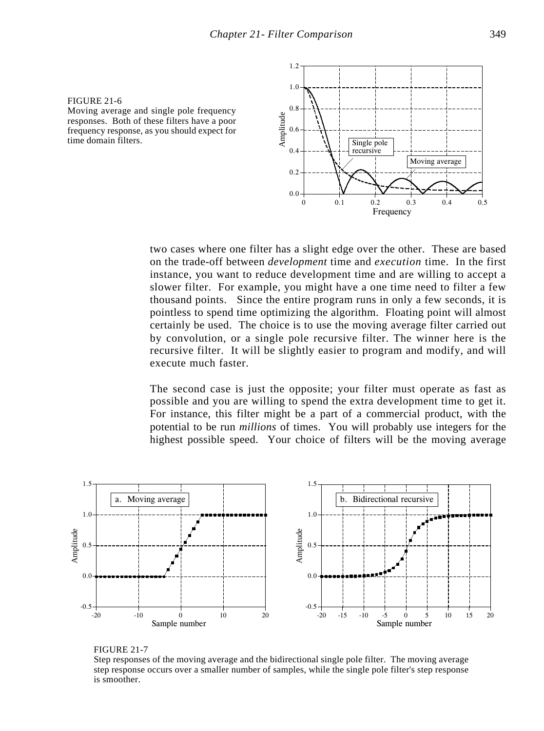FIGURE 21-6
Moving average and single pole frequency responses. Both of these filters have a poor frequency response, as you should expect for time domain filters.

two cases where one filter has a slight edge over the other. These are based on the trade-off between *development* time and *execution* time. In the first instance, you want to reduce development time and are willing to accept a slower filter. For example, you might have a one time need to filter a few thousand points. Since the entire program runs in only a few seconds, it is pointless to spend time optimizing the algorithm. Floating point will almost certainly be used. The choice is to use the moving average filter carried out by convolution, or a single pole recursive filter. The winner here is the recursive filter. It will be slightly easier to program and modify, and will execute much faster.

The second case is just the opposite; your filter must operate as fast as possible and you are willing to spend the extra development time to get it. For instance, this filter might be a part of a commercial product, with the potential to be run *millions* of times. You will probably use integers for the highest possible speed. Your choice of filters will be the moving average

FIGURE 21-7
Step responses of the moving average and the bidirectional single pole filter. The moving average step response occurs over a smaller number of samples, while the single pole filter's step response is smoother.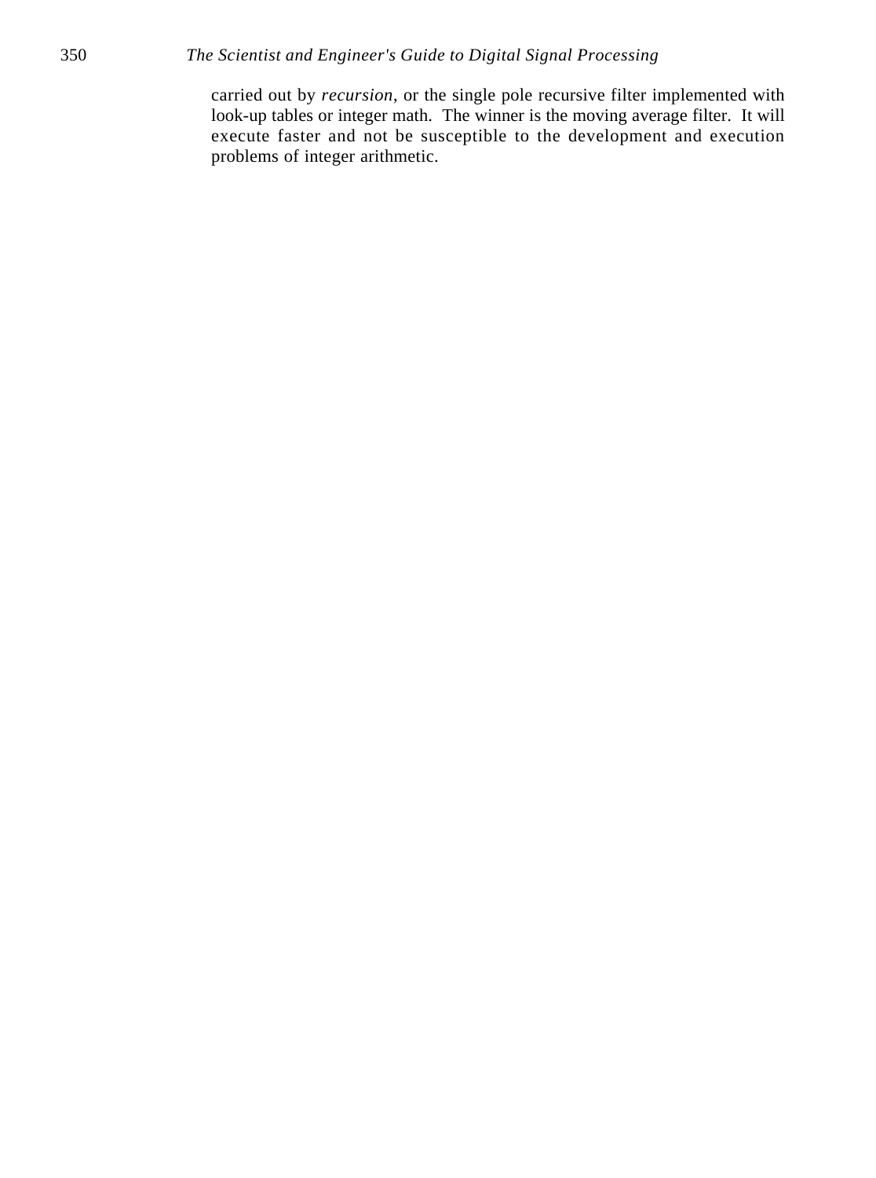carried out by *recursion*, or the single pole recursive filter implemented with look-up tables or integer math. The winner is the moving average filter. It will execute faster and not be susceptible to the development and execution problems of integer arithmetic.